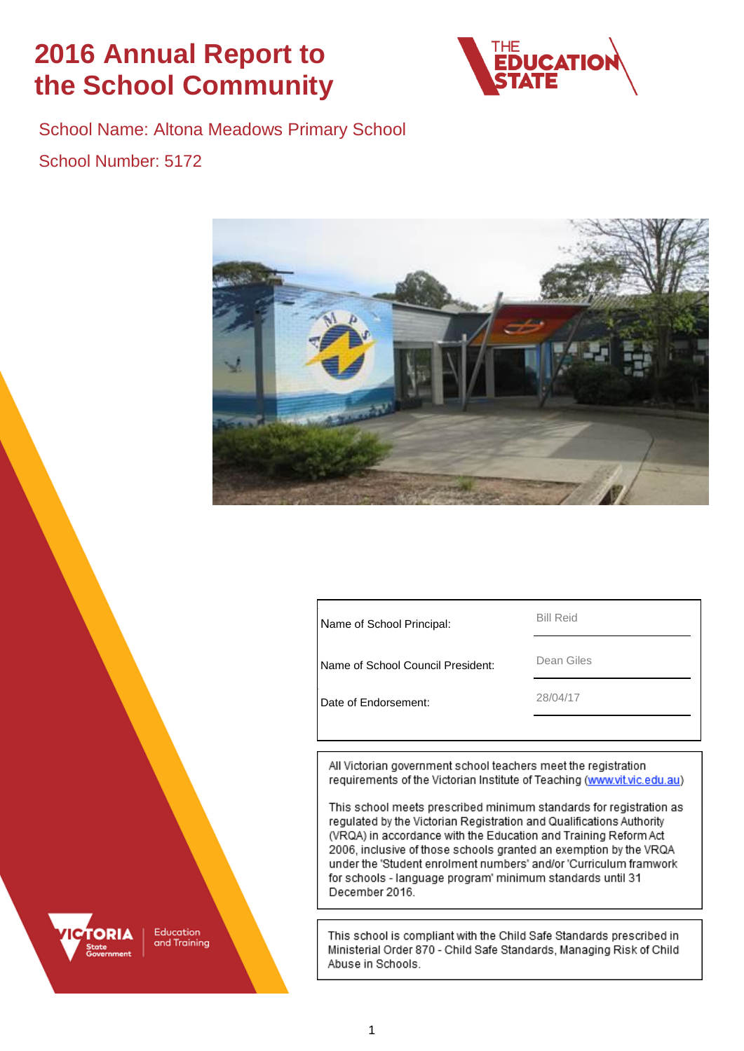# 2016 Annual Report to the School Community

School Name: Altona Meadows Primary School

School Number: 5172

| | |
|---|---|
| Name of School Principal: | Bill Reid |
| Name of School Council President: | Dean Giles |
| Date of Endorsement: | 28/04/17 |

All Victorian government school teachers meet the registration requirements of the Victorian Institute of Teaching (www.vit.vic.edu.au)

This school meets prescribed minimum standards for registration as regulated by the Victorian Registration and Qualifications Authority (VRQA) in accordance with the Education and Training Reform Act 2006, inclusive of those schools granted an exemption by the VRQA under the 'Student enrolment numbers' and/or 'Curriculum framwork for schools - language program' minimum standards until 31 December 2016.

This school is compliant with the Child Safe Standards prescribed in Ministerial Order 870 - Child Safe Standards, Managing Risk of Child Abuse in Schools.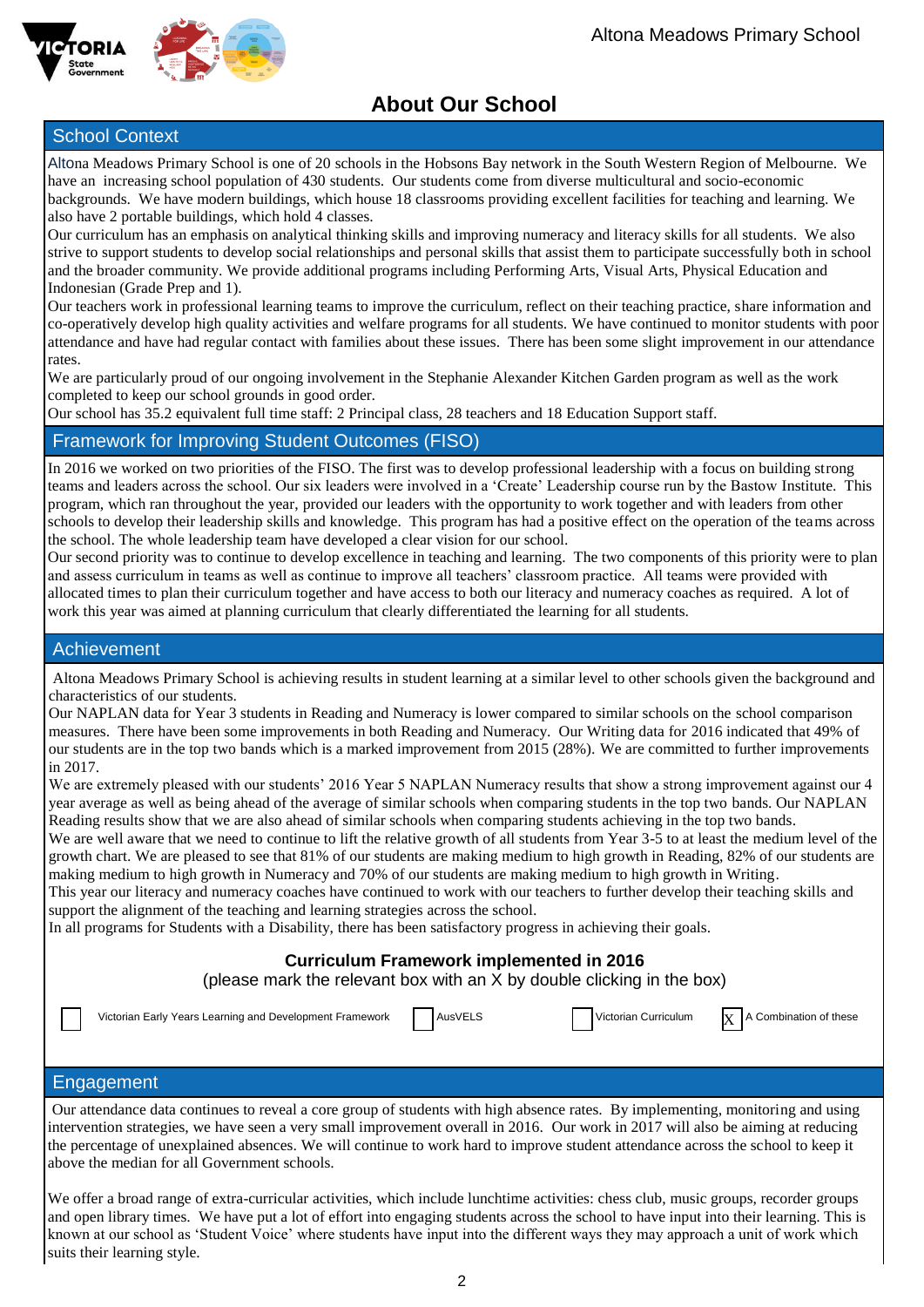# About Our School

## School Context

Altona Meadows Primary School is one of 20 schools in the Hobsons Bay network in the South Western Region of Melbourne. We have an increasing school population of 430 students. Our students come from diverse multicultural and socio-economic backgrounds. We have modern buildings, which house 18 classrooms providing excellent facilities for teaching and learning. We also have 2 portable buildings, which hold 4 classes.

Our curriculum has an emphasis on analytical thinking skills and improving numeracy and literacy skills for all students. We also strive to support students to develop social relationships and personal skills that assist them to participate successfully both in school and the broader community. We provide additional programs including Performing Arts, Visual Arts, Physical Education and Indonesian (Grade Prep and 1).

Our teachers work in professional learning teams to improve the curriculum, reflect on their teaching practice, share information and co-operatively develop high quality activities and welfare programs for all students. We have continued to monitor students with poor attendance and have had regular contact with families about these issues. There has been some slight improvement in our attendance rates.

We are particularly proud of our ongoing involvement in the Stephanie Alexander Kitchen Garden program as well as the work completed to keep our school grounds in good order.

Our school has 35.2 equivalent full time staff: 2 Principal class, 28 teachers and 18 Education Support staff.

## Framework for Improving Student Outcomes (FISO)

In 2016 we worked on two priorities of the FISO. The first was to develop professional leadership with a focus on building strong teams and leaders across the school. Our six leaders were involved in a 'Create' Leadership course run by the Bastow Institute. This program, which ran throughout the year, provided our leaders with the opportunity to work together and with leaders from other schools to develop their leadership skills and knowledge. This program has had a positive effect on the operation of the teams across the school. The whole leadership team have developed a clear vision for our school.

Our second priority was to continue to develop excellence in teaching and learning. The two components of this priority were to plan and assess curriculum in teams as well as continue to improve all teachers' classroom practice. All teams were provided with allocated times to plan their curriculum together and have access to both our literacy and numeracy coaches as required. A lot of work this year was aimed at planning curriculum that clearly differentiated the learning for all students.

## Achievement

Altona Meadows Primary School is achieving results in student learning at a similar level to other schools given the background and characteristics of our students.

Our NAPLAN data for Year 3 students in Reading and Numeracy is lower compared to similar schools on the school comparison measures. There have been some improvements in both Reading and Numeracy. Our Writing data for 2016 indicated that 49% of our students are in the top two bands which is a marked improvement from 2015 (28%). We are committed to further improvements in 2017.

We are extremely pleased with our students' 2016 Year 5 NAPLAN Numeracy results that show a strong improvement against our 4 year average as well as being ahead of the average of similar schools when comparing students in the top two bands. Our NAPLAN Reading results show that we are also ahead of similar schools when comparing students achieving in the top two bands.

We are well aware that we need to continue to lift the relative growth of all students from Year 3-5 to at least the medium level of the growth chart. We are pleased to see that 81% of our students are making medium to high growth in Reading, 82% of our students are making medium to high growth in Numeracy and 70% of our students are making medium to high growth in Writing.

This year our literacy and numeracy coaches have continued to work with our teachers to further develop their teaching skills and support the alignment of the teaching and learning strategies across the school.

In all programs for Students with a Disability, there has been satisfactory progress in achieving their goals.

**Curriculum Framework implemented in 2016**

(please mark the relevant box with an X by double clicking in the box)

| | | | | | | | |
|---|---|---|---|---|---|---|---|
| [ ] | Victorian Early Years Learning and Development Framework | [ ] | AusVELS | [ ] | Victorian Curriculum | [X] | A Combination of these |

## Engagement

Our attendance data continues to reveal a core group of students with high absence rates. By implementing, monitoring and using intervention strategies, we have seen a very small improvement overall in 2016. Our work in 2017 will also be aiming at reducing the percentage of unexplained absences. We will continue to work hard to improve student attendance across the school to keep it above the median for all Government schools.

We offer a broad range of extra-curricular activities, which include lunchtime activities: chess club, music groups, recorder groups and open library times. We have put a lot of effort into engaging students across the school to have input into their learning. This is known at our school as 'Student Voice' where students have input into the different ways they may approach a unit of work which suits their learning style.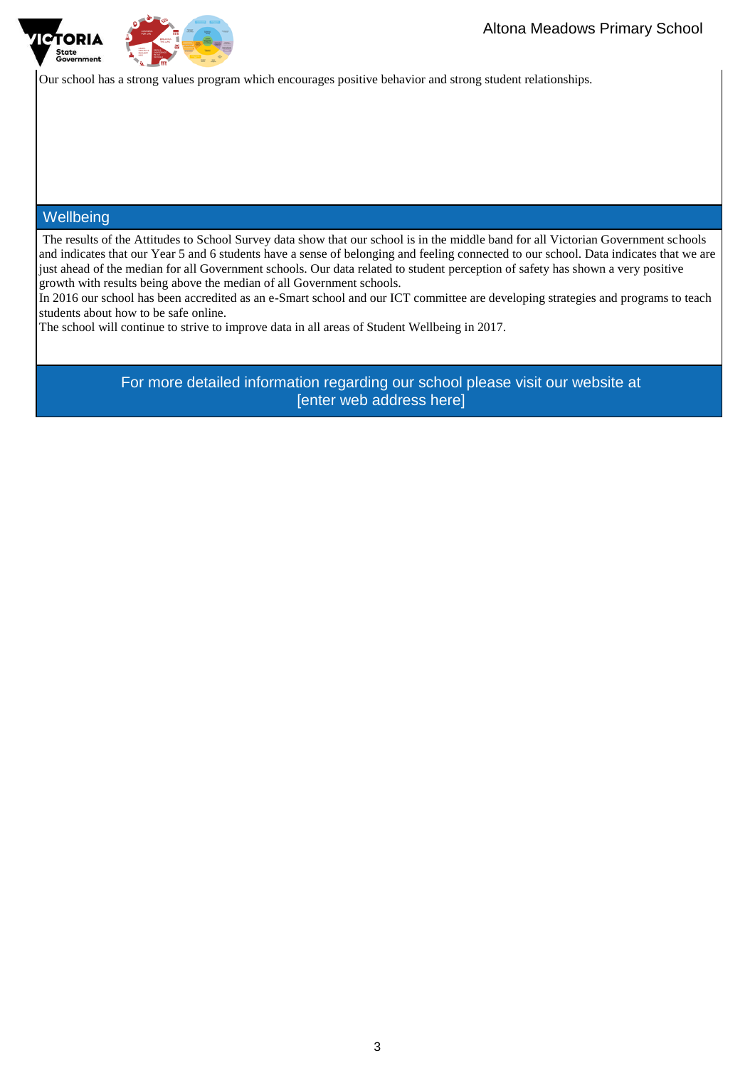Our school has a strong values program which encourages positive behavior and strong student relationships.

## Wellbeing

The results of the Attitudes to School Survey data show that our school is in the middle band for all Victorian Government schools and indicates that our Year 5 and 6 students have a sense of belonging and feeling connected to our school. Data indicates that we are just ahead of the median for all Government schools. Our data related to student perception of safety has shown a very positive growth with results being above the median of all Government schools.

In 2016 our school has been accredited as an e-Smart school and our ICT committee are developing strategies and programs to teach students about how to be safe online.

The school will continue to strive to improve data in all areas of Student Wellbeing in 2017.

For more detailed information regarding our school please visit our website at [enter web address here]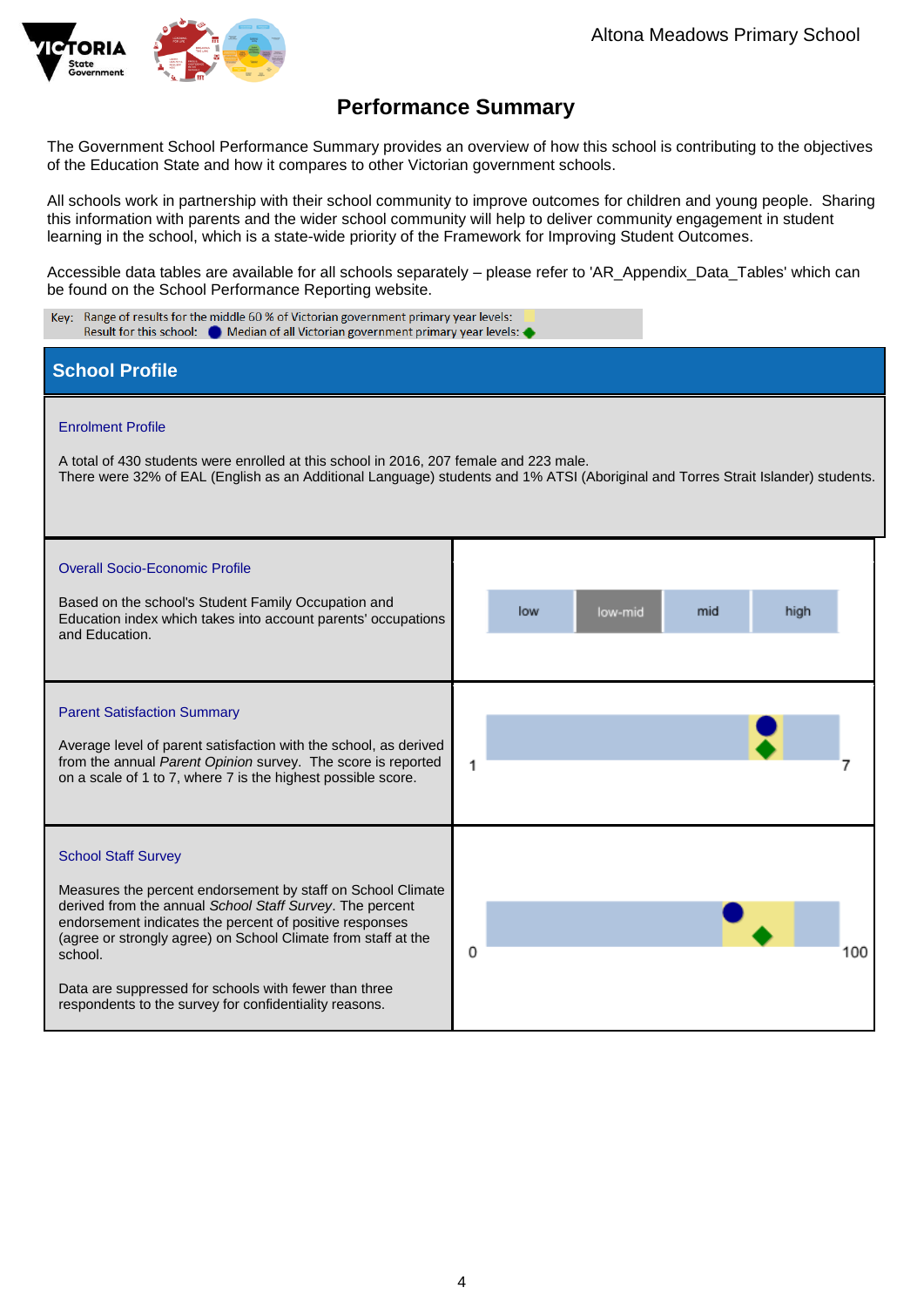# Performance Summary

The Government School Performance Summary provides an overview of how this school is contributing to the objectives of the Education State and how it compares to other Victorian government schools.

All schools work in partnership with their school community to improve outcomes for children and young people. Sharing this information with parents and the wider school community will help to deliver community engagement in student learning in the school, which is a state-wide priority of the Framework for Improving Student Outcomes.

Accessible data tables are available for all schools separately – please refer to 'AR_Appendix_Data_Tables' which can be found on the School Performance Reporting website.

Key: Range of results for the middle 60 % of Victorian government primary year levels:
Result for this school: ● Median of all Victorian government primary year levels: ◆

## School Profile

### Enrolment Profile

A total of 430 students were enrolled at this school in 2016, 207 female and 223 male.
There were 32% of EAL (English as an Additional Language) students and 1% ATSI (Aboriginal and Torres Strait Islander) students.

### Overall Socio-Economic Profile

Based on the school's Student Family Occupation and Education index which takes into account parents' occupations and Education.

| low | low-mid | mid | high |
|---|---|---|---|

### Parent Satisfaction Summary

Average level of parent satisfaction with the school, as derived from the annual *Parent Opinion* survey. The score is reported on a scale of 1 to 7, where 7 is the highest possible score.

1 — 7

### School Staff Survey

Measures the percent endorsement by staff on School Climate derived from the annual *School Staff Survey*. The percent endorsement indicates the percent of positive responses (agree or strongly agree) on School Climate from staff at the school.

Data are suppressed for schools with fewer than three respondents to the survey for confidentiality reasons.

0 — 100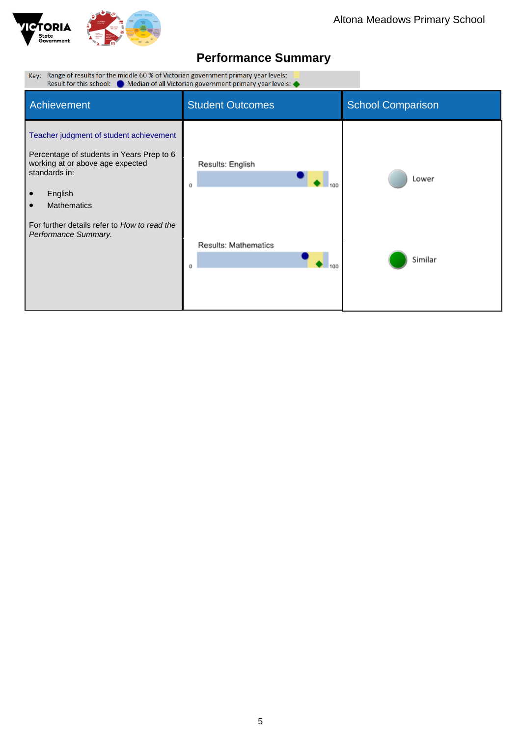# Performance Summary

Key: Range of results for the middle 60 % of Victorian government primary year levels:
Result for this school: Median of all Victorian government primary year levels:

| Achievement | Student Outcomes | School Comparison |
|---|---|---|
| Teacher judgment of student achievement<br><br>Percentage of students in Years Prep to 6 working at or above age expected standards in:<br><br>• English<br>• Mathematics<br><br>For further details refer to *How to read the Performance Summary.* | Results: English<br>0 100 | Lower |
| | Results: Mathematics<br>0 100 | Similar |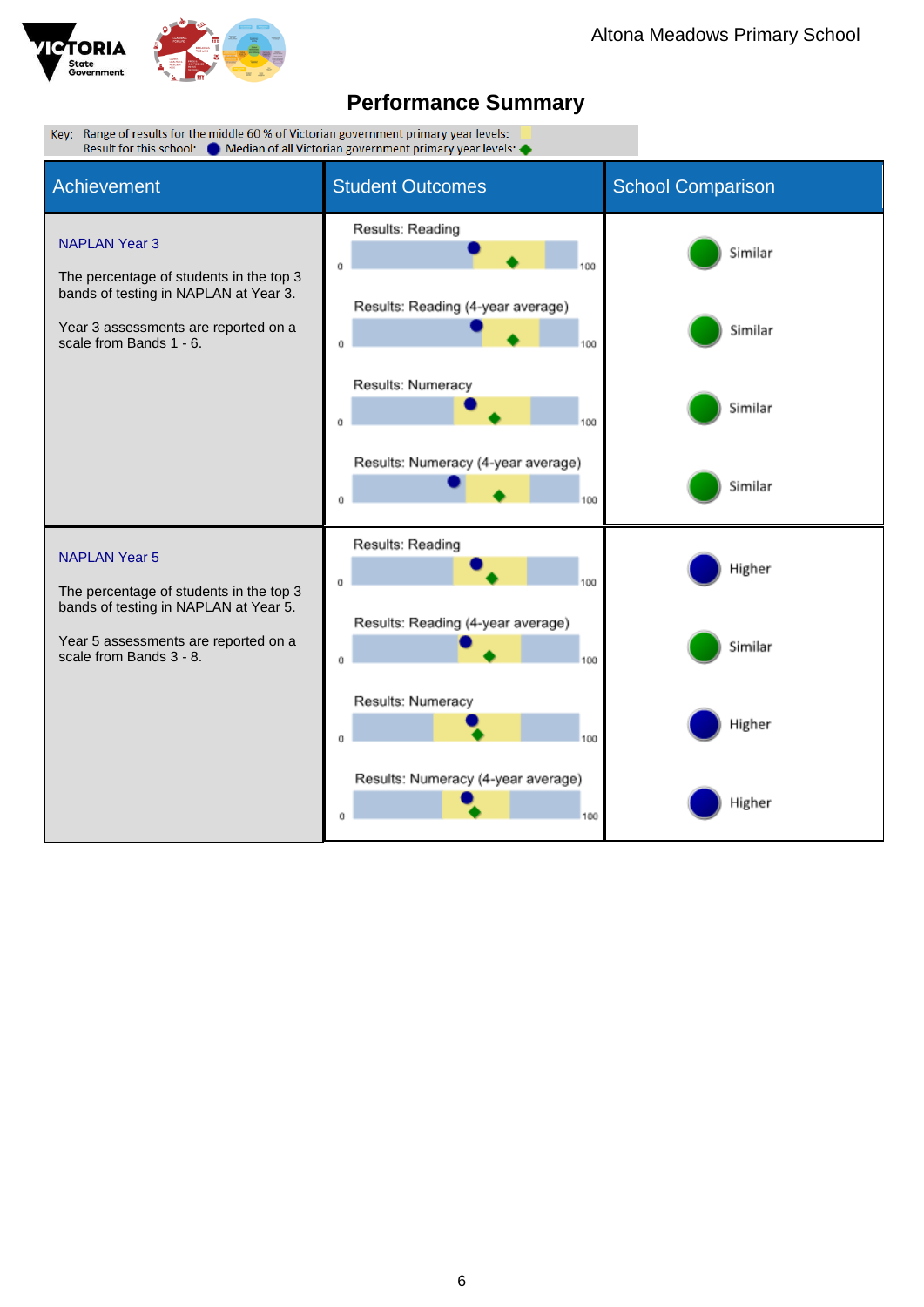# Performance Summary

Key: Range of results for the middle 60 % of Victorian government primary year levels:
Result for this school: ● Median of all Victorian government primary year levels: ◆

| Achievement | Student Outcomes | School Comparison |
|---|---|---|
| **NAPLAN Year 3**<br><br>The percentage of students in the top 3 bands of testing in NAPLAN at Year 3.<br><br>Year 3 assessments are reported on a scale from Bands 1 - 6. | Results: Reading (0–100) | Similar |
| | Results: Reading (4-year average) (0–100) | Similar |
| | Results: Numeracy (0–100) | Similar |
| | Results: Numeracy (4-year average) (0–100) | Similar |
| **NAPLAN Year 5**<br><br>The percentage of students in the top 3 bands of testing in NAPLAN at Year 5.<br><br>Year 5 assessments are reported on a scale from Bands 3 - 8. | Results: Reading (0–100) | Higher |
| | Results: Reading (4-year average) (0–100) | Similar |
| | Results: Numeracy (0–100) | Higher |
| | Results: Numeracy (4-year average) (0–100) | Higher |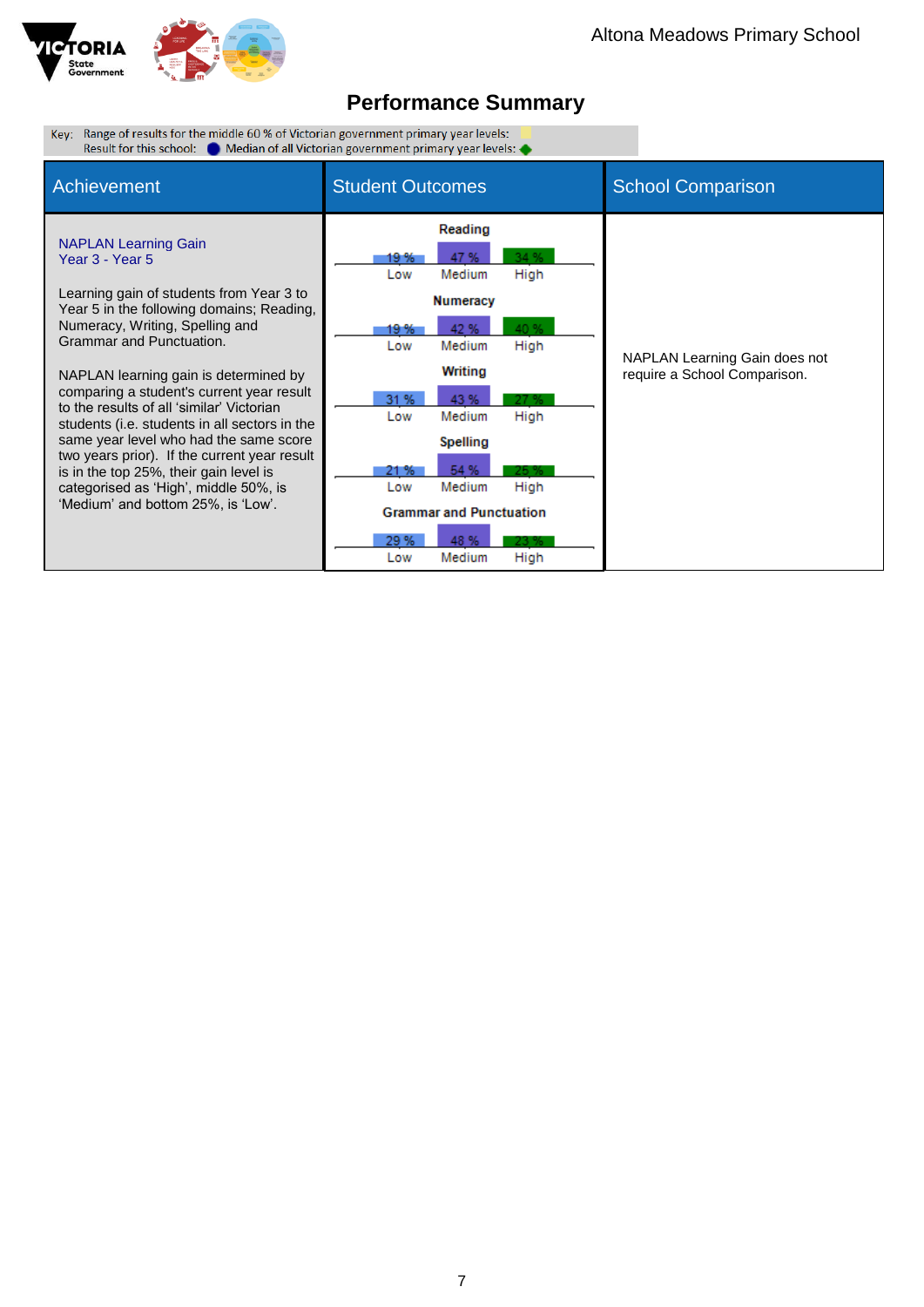# Performance Summary

Key: Range of results for the middle 60 % of Victorian government primary year levels:
Result for this school: ● Median of all Victorian government primary year levels: ◆

| Achievement | Student Outcomes | School Comparison |
|---|---|---|
| NAPLAN Learning Gain<br>Year 3 - Year 5<br><br>Learning gain of students from Year 3 to Year 5 in the following domains; Reading, Numeracy, Writing, Spelling and Grammar and Punctuation.<br><br>NAPLAN learning gain is determined by comparing a student's current year result to the results of all 'similar' Victorian students (i.e. students in all sectors in the same year level who had the same score two years prior). If the current year result is in the top 25%, their gain level is categorised as 'High', middle 50%, is 'Medium' and bottom 25%, is 'Low'. | **Reading**<br>Low 19 %, Medium 47 %, High 34 %<br><br>**Numeracy**<br>Low 19 %, Medium 42 %, High 40 %<br><br>**Writing**<br>Low 31 %, Medium 43 %, High 27 %<br><br>**Spelling**<br>Low 21 %, Medium 54 %, High 25 %<br><br>**Grammar and Punctuation**<br>Low 29 %, Medium 48 %, High 23 % | NAPLAN Learning Gain does not require a School Comparison. |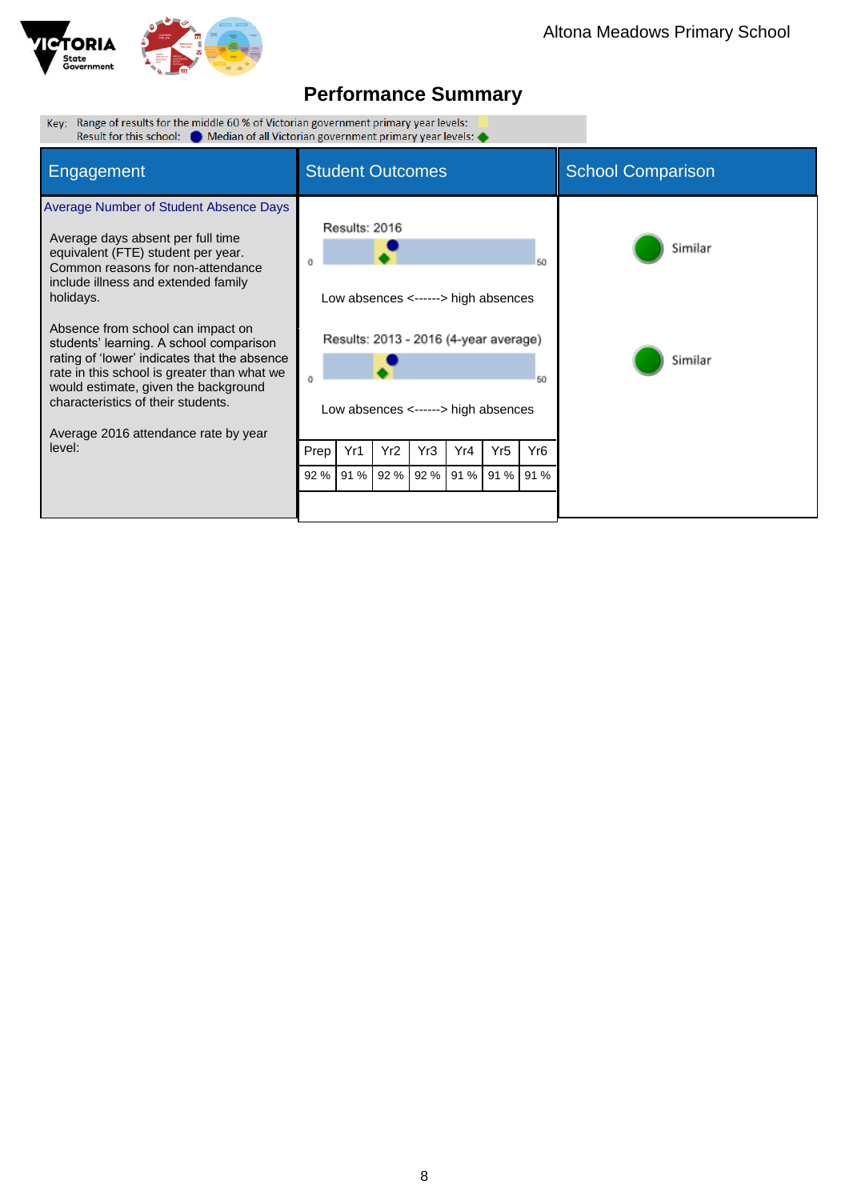Altona Meadows Primary School

# Performance Summary

Key: Range of results for the middle 60 % of Victorian government primary year levels:
Result for this school: ● Median of all Victorian government primary year levels: ◆

| Engagement | Student Outcomes | School Comparison |
|---|---|---|
| Average Number of Student Absence Days | | |
| Average days absent per full time equivalent (FTE) student per year. Common reasons for non-attendance include illness and extended family holidays. | Results: 2016<br>0 — 50<br>Low absences <------> high absences | Similar |
| Absence from school can impact on students' learning. A school comparison rating of 'lower' indicates that the absence rate in this school is greater than what we would estimate, given the background characteristics of their students. | Results: 2013 - 2016 (4-year average)<br>0 — 50<br>Low absences <------> high absences | Similar |
| Average 2016 attendance rate by year level: | | |

| Prep | Yr1 | Yr2 | Yr3 | Yr4 | Yr5 | Yr6 |
|---|---|---|---|---|---|---|
| 92 % | 91 % | 92 % | 92 % | 91 % | 91 % | 91 % |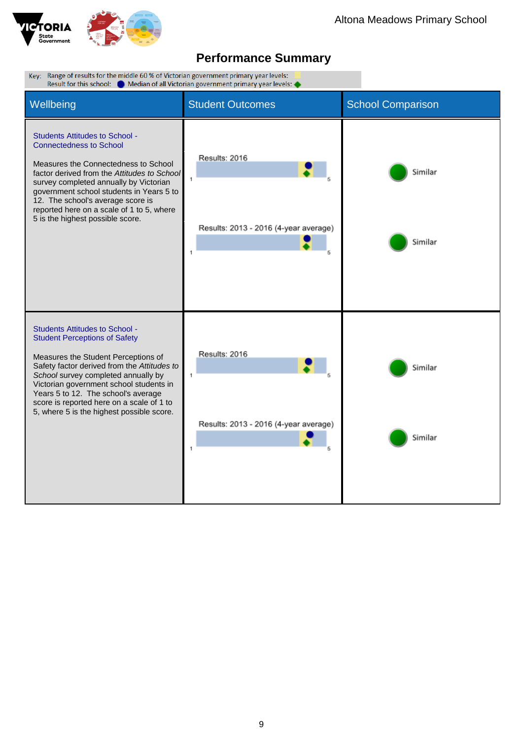# Performance Summary

Key: Range of results for the middle 60 % of Victorian government primary year levels:
Result for this school: ● Median of all Victorian government primary year levels: ◆

| Wellbeing | Student Outcomes | School Comparison |
|---|---|---|
| **Students Attitudes to School - Connectedness to School**<br><br>Measures the Connectedness to School factor derived from the *Attitudes to School* survey completed annually by Victorian government school students in Years 5 to 12. The school's average score is reported here on a scale of 1 to 5, where 5 is the highest possible score. | Results: 2016 (scale 1–5)<br><br>Results: 2013 - 2016 (4-year average) (scale 1–5) | Similar<br><br>Similar |
| **Students Attitudes to School - Student Perceptions of Safety**<br><br>Measures the Student Perceptions of Safety factor derived from the *Attitudes to School* survey completed annually by Victorian government school students in Years 5 to 12. The school's average score is reported here on a scale of 1 to 5, where 5 is the highest possible score. | Results: 2016 (scale 1–5)<br><br>Results: 2013 - 2016 (4-year average) (scale 1–5) | Similar<br><br>Similar |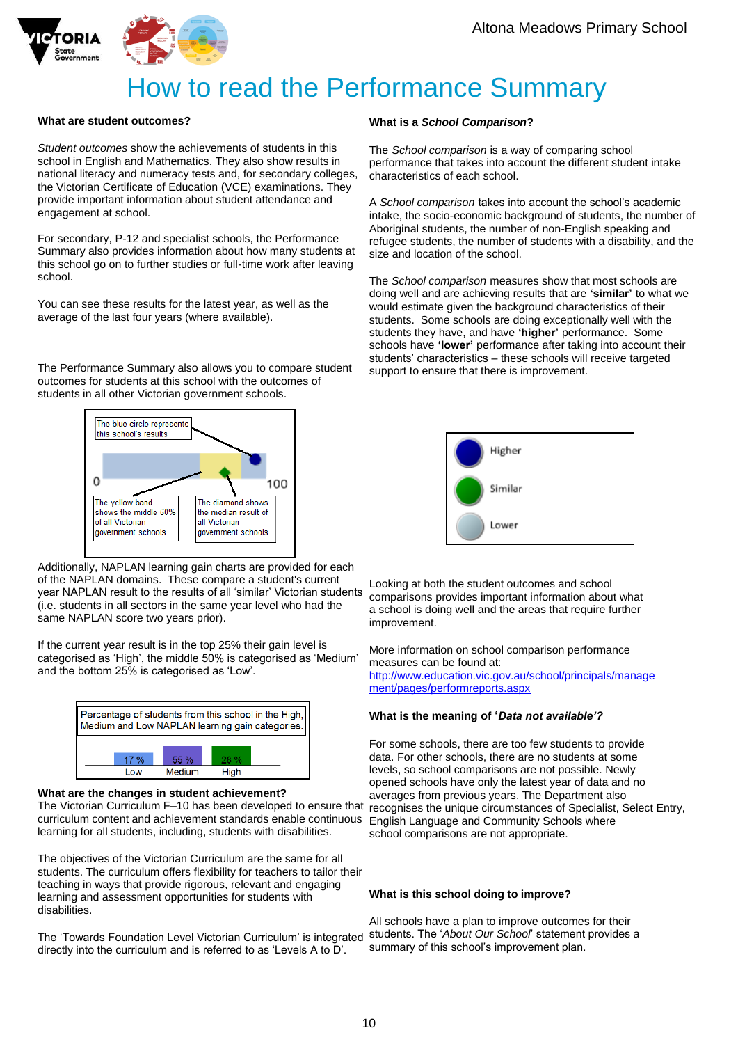# How to read the Performance Summary

**What are student outcomes?**

*Student outcomes* show the achievements of students in this school in English and Mathematics. They also show results in national literacy and numeracy tests and, for secondary colleges, the Victorian Certificate of Education (VCE) examinations. They provide important information about student attendance and engagement at school.

For secondary, P-12 and specialist schools, the Performance Summary also provides information about how many students at this school go on to further studies or full-time work after leaving school.

You can see these results for the latest year, as well as the average of the last four years (where available).

The Performance Summary also allows you to compare student outcomes for students at this school with the outcomes of students in all other Victorian government schools.

The blue circle represents this school's results

The yellow band shows the middle 60% of all Victorian government schools

The diamond shows the median result of all Victorian government schools

Additionally, NAPLAN learning gain charts are provided for each of the NAPLAN domains. These compare a student's current year NAPLAN result to the results of all 'similar' Victorian students (i.e. students in all sectors in the same year level who had the same NAPLAN score two years prior).

If the current year result is in the top 25% their gain level is categorised as 'High', the middle 50% is categorised as 'Medium' and the bottom 25% is categorised as 'Low'.

Percentage of students from this school in the High, Medium and Low NAPLAN learning gain categories.

| Low | Medium | High |
|---|---|---|
| 17 % | 55 % | 28 % |

**What are the changes in student achievement?**

The Victorian Curriculum F–10 has been developed to ensure that curriculum content and achievement standards enable continuous learning for all students, including students with disabilities.

The objectives of the Victorian Curriculum are the same for all students. The curriculum offers flexibility for teachers to tailor their teaching in ways that provide rigorous, relevant and engaging learning and assessment opportunities for students with disabilities.

The 'Towards Foundation Level Victorian Curriculum' is integrated directly into the curriculum and is referred to as 'Levels A to D'.

**What is a *School Comparison*?**

The *School comparison* is a way of comparing school performance that takes into account the different student intake characteristics of each school.

A *School comparison* takes into account the school's academic intake, the socio-economic background of students, the number of Aboriginal students, the number of non-English speaking and refugee students, the number of students with a disability, and the size and location of the school.

The *School comparison* measures show that most schools are doing well and are achieving results that are **'similar'** to what we would estimate given the background characteristics of their students. Some schools are doing exceptionally well with the students they have, and have **'higher'** performance. Some schools have **'lower'** performance after taking into account their students' characteristics – these schools will receive targeted support to ensure that there is improvement.

Higher

Similar

Lower

Looking at both the student outcomes and school comparisons provides important information about what a school is doing well and the areas that require further improvement.

More information on school comparison performance measures can be found at:
http://www.education.vic.gov.au/school/principals/management/pages/performreports.aspx

**What is the meaning of '*Data not available'?***

For some schools, there are too few students to provide data. For other schools, there are no students at some levels, so school comparisons are not possible. Newly opened schools have only the latest year of data and no averages from previous years. The Department also recognises the unique circumstances of Specialist, Select Entry, English Language and Community Schools where school comparisons are not appropriate.

**What is this school doing to improve?**

All schools have a plan to improve outcomes for their students. The '*About Our School*' statement provides a summary of this school's improvement plan.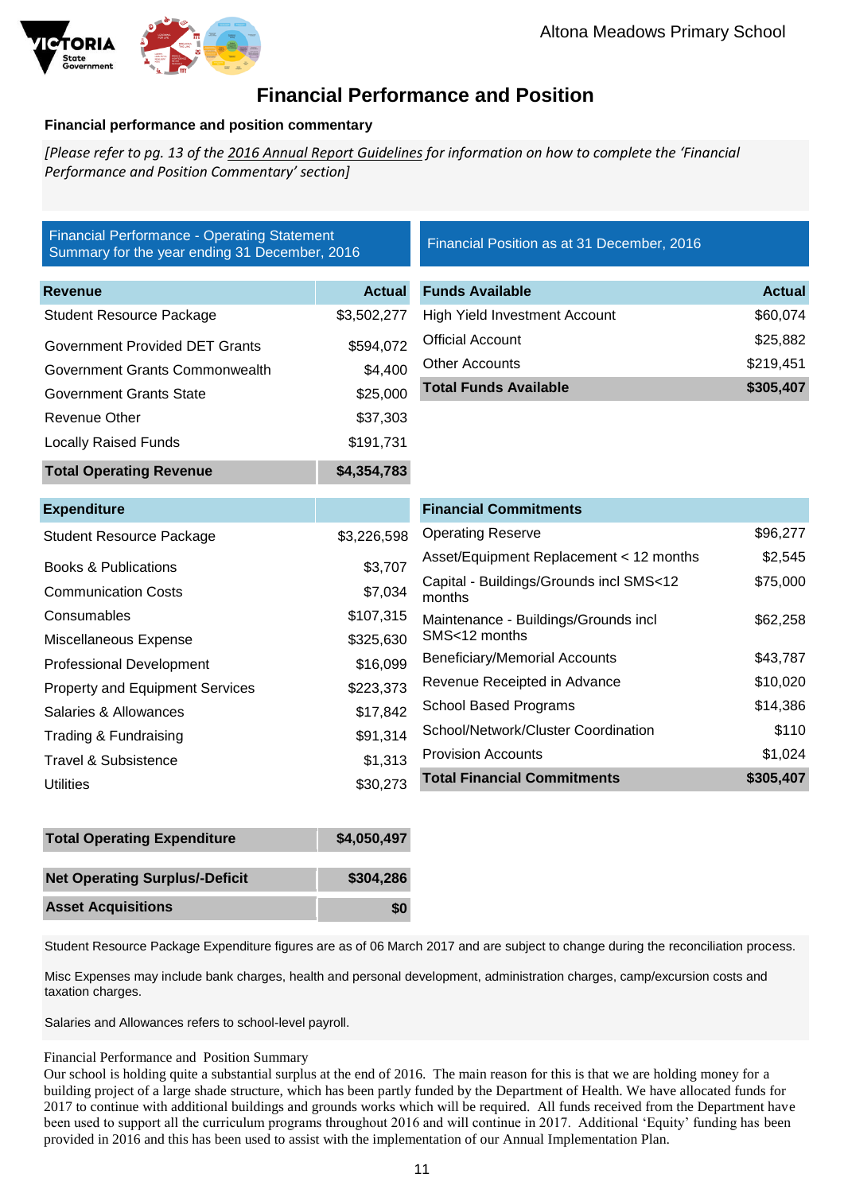# Financial Performance and Position

**Financial performance and position commentary**

*[Please refer to pg. 13 of the 2016 Annual Report Guidelines for information on how to complete the 'Financial Performance and Position Commentary' section]*

## Financial Performance - Operating Statement Summary for the year ending 31 December, 2016

| Revenue | Actual |
|---|---|
| Student Resource Package | $3,502,277 |
| Government Provided DET Grants | $594,072 |
| Government Grants Commonwealth | $4,400 |
| Government Grants State | $25,000 |
| Revenue Other | $37,303 |
| Locally Raised Funds | $191,731 |
| **Total Operating Revenue** | **$4,354,783** |

| Expenditure | |
|---|---|
| Student Resource Package | $3,226,598 |
| Books & Publications | $3,707 |
| Communication Costs | $7,034 |
| Consumables | $107,315 |
| Miscellaneous Expense | $325,630 |
| Professional Development | $16,099 |
| Property and Equipment Services | $223,373 |
| Salaries & Allowances | $17,842 |
| Trading & Fundraising | $91,314 |
| Travel & Subsistence | $1,313 |
| Utilities | $30,273 |
| **Total Operating Expenditure** | **$4,050,497** |
| **Net Operating Surplus/-Deficit** | **$304,286** |
| **Asset Acquisitions** | **$0** |

## Financial Position as at 31 December, 2016

| Funds Available | Actual |
|---|---|
| High Yield Investment Account | $60,074 |
| Official Account | $25,882 |
| Other Accounts | $219,451 |
| **Total Funds Available** | **$305,407** |

| Financial Commitments | |
|---|---|
| Operating Reserve | $96,277 |
| Asset/Equipment Replacement < 12 months | $2,545 |
| Capital - Buildings/Grounds incl SMS<12 months | $75,000 |
| Maintenance - Buildings/Grounds incl SMS<12 months | $62,258 |
| Beneficiary/Memorial Accounts | $43,787 |
| Revenue Receipted in Advance | $10,020 |
| School Based Programs | $14,386 |
| School/Network/Cluster Coordination | $110 |
| Provision Accounts | $1,024 |
| **Total Financial Commitments** | **$305,407** |

Student Resource Package Expenditure figures are as of 06 March 2017 and are subject to change during the reconciliation process.

Misc Expenses may include bank charges, health and personal development, administration charges, camp/excursion costs and taxation charges.

Salaries and Allowances refers to school-level payroll.

Financial Performance and Position Summary

Our school is holding quite a substantial surplus at the end of 2016. The main reason for this is that we are holding money for a building project of a large shade structure, which has been partly funded by the Department of Health. We have allocated funds for 2017 to continue with additional buildings and grounds works which will be required. All funds received from the Department have been used to support all the curriculum programs throughout 2016 and will continue in 2017. Additional 'Equity' funding has been provided in 2016 and this has been used to assist with the implementation of our Annual Implementation Plan.